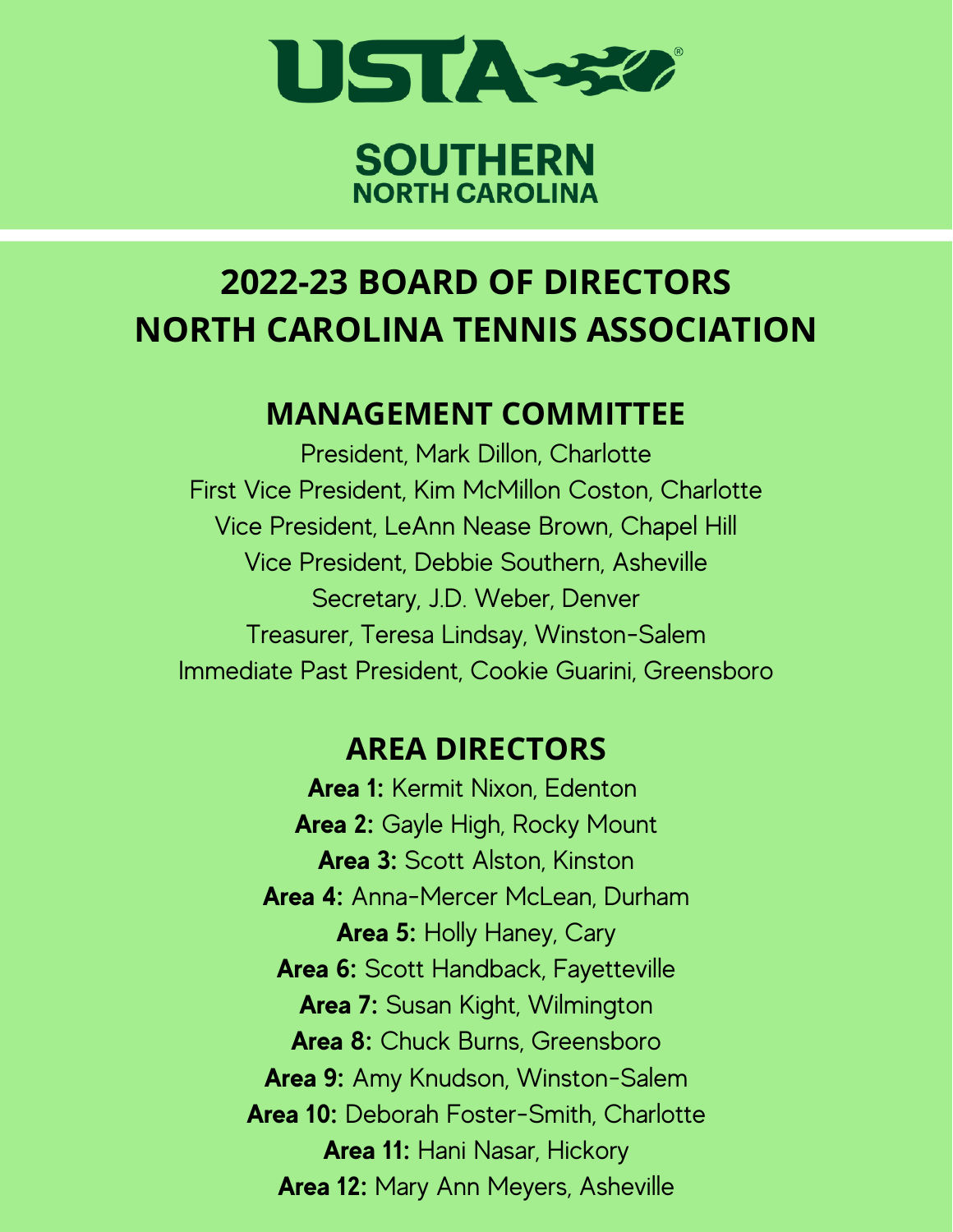USTA

SOUTHERN
NORTH CAROLINA

# 2022-23 BOARD OF DIRECTORS
# NORTH CAROLINA TENNIS ASSOCIATION

## MANAGEMENT COMMITTEE

President, Mark Dillon, Charlotte
First Vice President, Kim McMillon Coston, Charlotte
Vice President, LeAnn Nease Brown, Chapel Hill
Vice President, Debbie Southern, Asheville
Secretary, J.D. Weber, Denver
Treasurer, Teresa Lindsay, Winston-Salem
Immediate Past President, Cookie Guarini, Greensboro

## AREA DIRECTORS

**Area 1:** Kermit Nixon, Edenton
**Area 2:** Gayle High, Rocky Mount
**Area 3:** Scott Alston, Kinston
**Area 4:** Anna-Mercer McLean, Durham
**Area 5:** Holly Haney, Cary
**Area 6:** Scott Handback, Fayetteville
**Area 7:** Susan Kight, Wilmington
**Area 8:** Chuck Burns, Greensboro
**Area 9:** Amy Knudson, Winston-Salem
**Area 10:** Deborah Foster-Smith, Charlotte
**Area 11:** Hani Nasar, Hickory
**Area 12:** Mary Ann Meyers, Asheville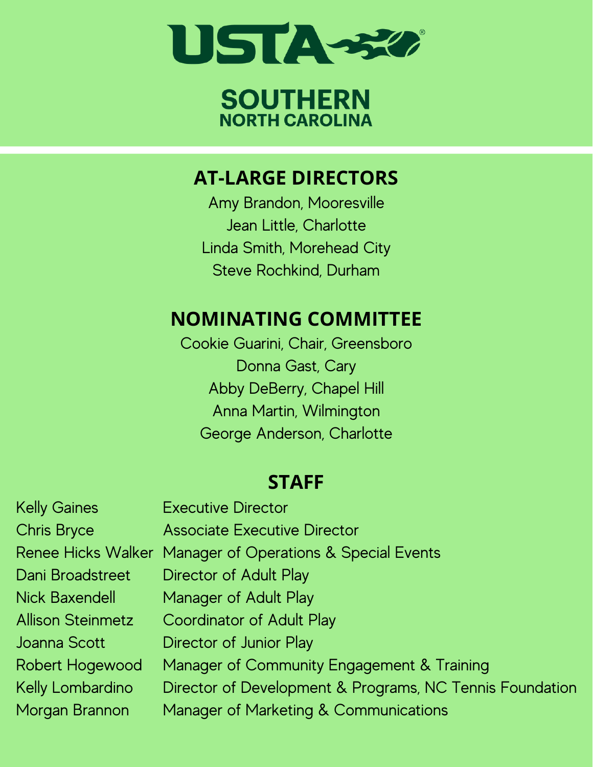# USTA

## SOUTHERN
### NORTH CAROLINA

## AT-LARGE DIRECTORS

Amy Brandon, Mooresville
Jean Little, Charlotte
Linda Smith, Morehead City
Steve Rochkind, Durham

## NOMINATING COMMITTEE

Cookie Guarini, Chair, Greensboro
Donna Gast, Cary
Abby DeBerry, Chapel Hill
Anna Martin, Wilmington
George Anderson, Charlotte

## STAFF

| | |
|---|---|
| Kelly Gaines | Executive Director |
| Chris Bryce | Associate Executive Director |
| Renee Hicks Walker | Manager of Operations & Special Events |
| Dani Broadstreet | Director of Adult Play |
| Nick Baxendell | Manager of Adult Play |
| Allison Steinmetz | Coordinator of Adult Play |
| Joanna Scott | Director of Junior Play |
| Robert Hogewood | Manager of Community Engagement & Training |
| Kelly Lombardino | Director of Development & Programs, NC Tennis Foundation |
| Morgan Brannon | Manager of Marketing & Communications |